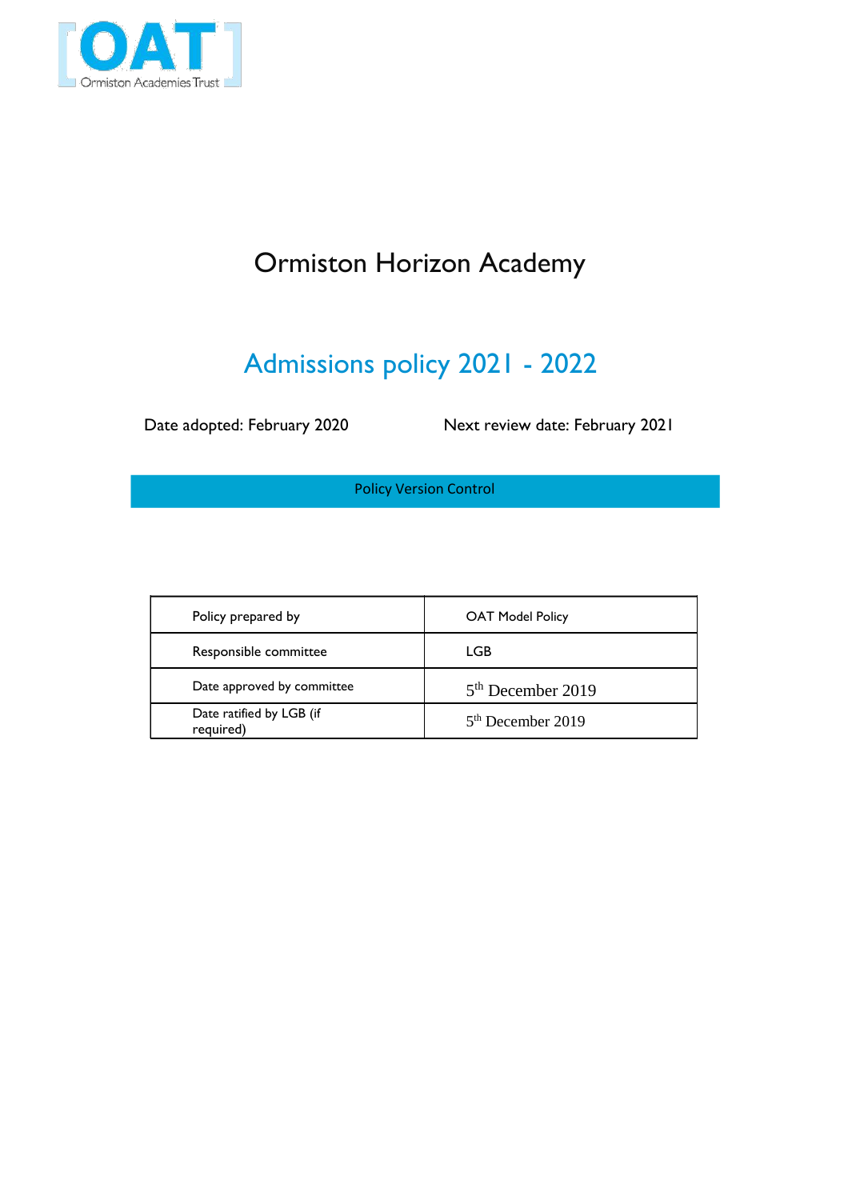# Ormiston Horizon Academy

## Admissions policy 2021 - 2022

Date adopted: February 2020 Next review date: February 2021

**Policy Version Control**

| Policy prepared by | OAT Model Policy |
|---|---|
| Responsible committee | LGB |
| Date approved by committee | 5th December 2019 |
| Date ratified by LGB (if required) | 5th December 2019 |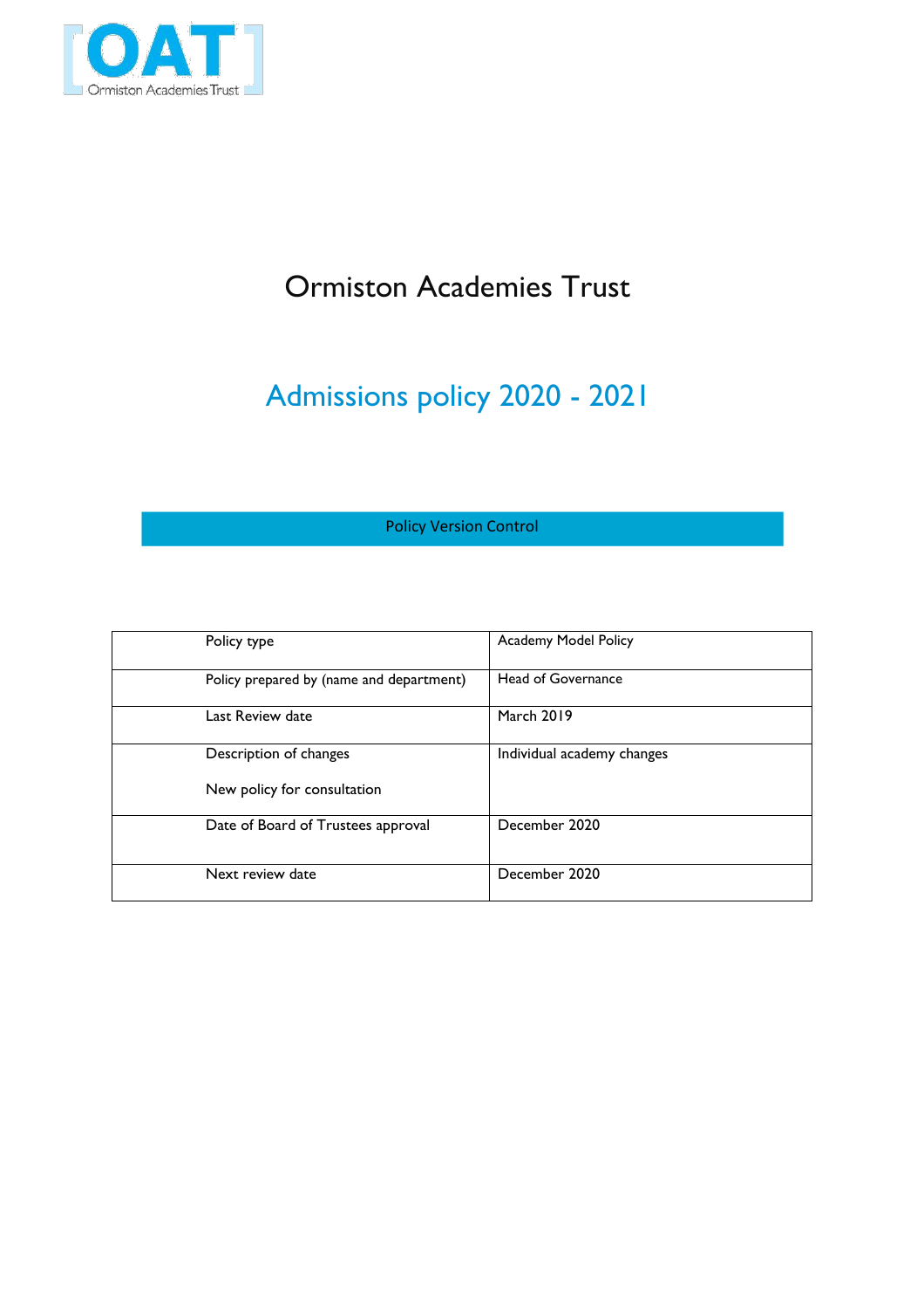# Ormiston Academies Trust

## Admissions policy 2020 - 2021

Policy Version Control

| Policy type | Academy Model Policy |
|---|---|
| Policy prepared by (name and department) | Head of Governance |
| Last Review date | March 2019 |
| Description of changes<br><br>New policy for consultation | Individual academy changes |
| Date of Board of Trustees approval | December 2020 |
| Next review date | December 2020 |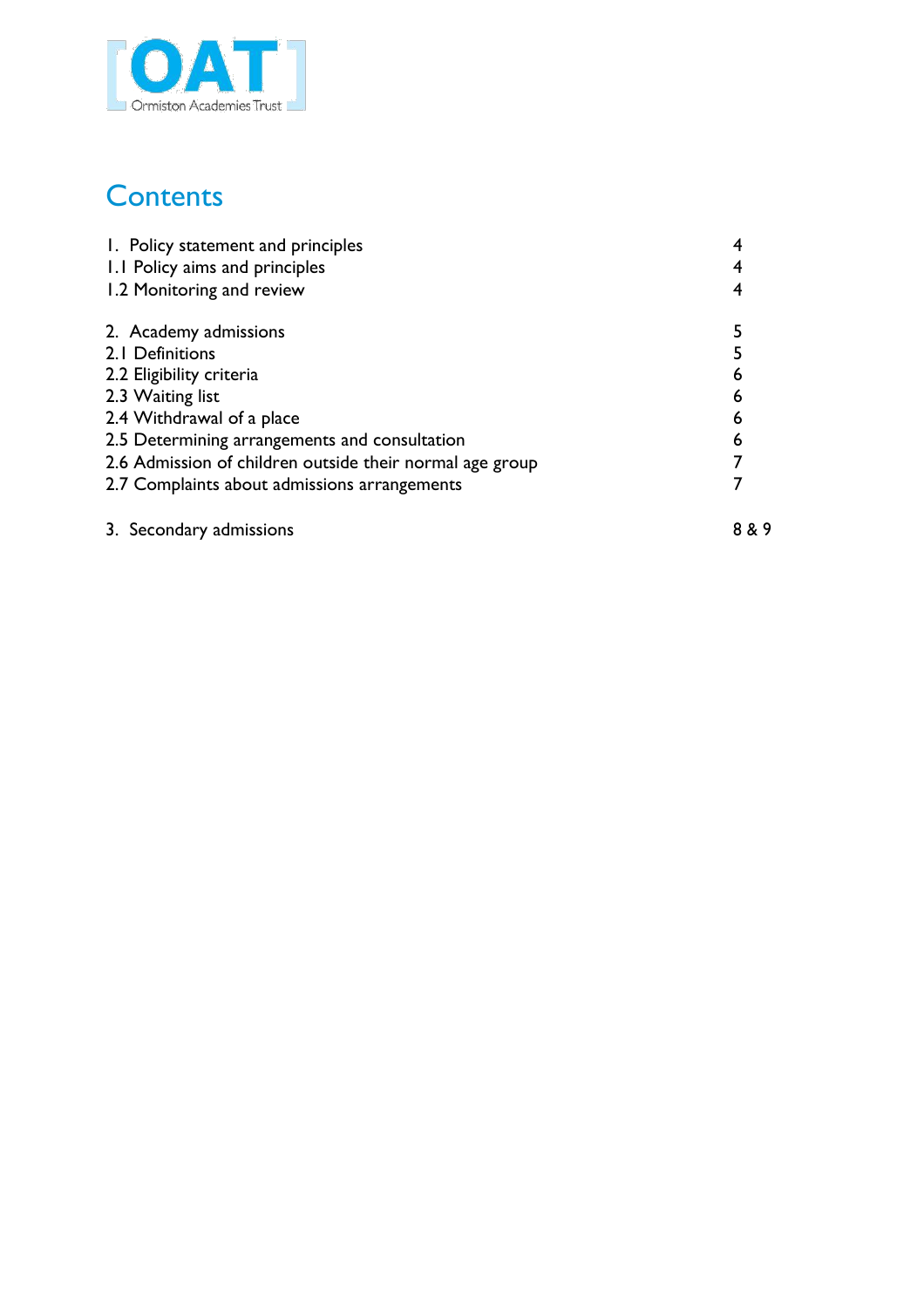# Contents

| | |
|---|---|
| 1. Policy statement and principles | 4 |
| 1.1 Policy aims and principles | 4 |
| 1.2 Monitoring and review | 4 |
| | |
| 2. Academy admissions | 5 |
| 2.1 Definitions | 5 |
| 2.2 Eligibility criteria | 6 |
| 2.3 Waiting list | 6 |
| 2.4 Withdrawal of a place | 6 |
| 2.5 Determining arrangements and consultation | 6 |
| 2.6 Admission of children outside their normal age group | 7 |
| 2.7 Complaints about admissions arrangements | 7 |
| | |
| 3. Secondary admissions | 8 & 9 |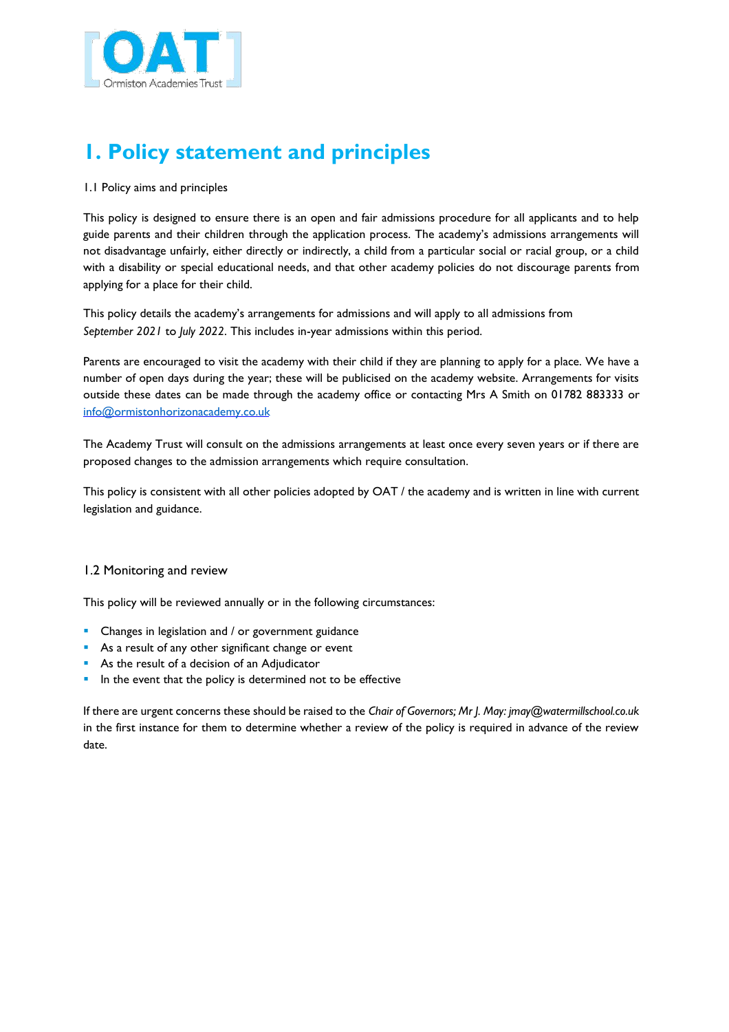# 1. Policy statement and principles

1.1 Policy aims and principles

This policy is designed to ensure there is an open and fair admissions procedure for all applicants and to help guide parents and their children through the application process. The academy's admissions arrangements will not disadvantage unfairly, either directly or indirectly, a child from a particular social or racial group, or a child with a disability or special educational needs, and that other academy policies do not discourage parents from applying for a place for their child.

This policy details the academy's arrangements for admissions and will apply to all admissions from *September 2021* to *July 2022*. This includes in-year admissions within this period.

Parents are encouraged to visit the academy with their child if they are planning to apply for a place. We have a number of open days during the year; these will be publicised on the academy website. Arrangements for visits outside these dates can be made through the academy office or contacting Mrs A Smith on 01782 883333 or info@ormistonhorizonacademy.co.uk

The Academy Trust will consult on the admissions arrangements at least once every seven years or if there are proposed changes to the admission arrangements which require consultation.

This policy is consistent with all other policies adopted by OAT / the academy and is written in line with current legislation and guidance.

## 1.2 Monitoring and review

This policy will be reviewed annually or in the following circumstances:

- Changes in legislation and / or government guidance
- As a result of any other significant change or event
- As the result of a decision of an Adjudicator
- In the event that the policy is determined not to be effective

If there are urgent concerns these should be raised to the *Chair of Governors; Mr J. May: jmay@watermillschool.co.uk* in the first instance for them to determine whether a review of the policy is required in advance of the review date.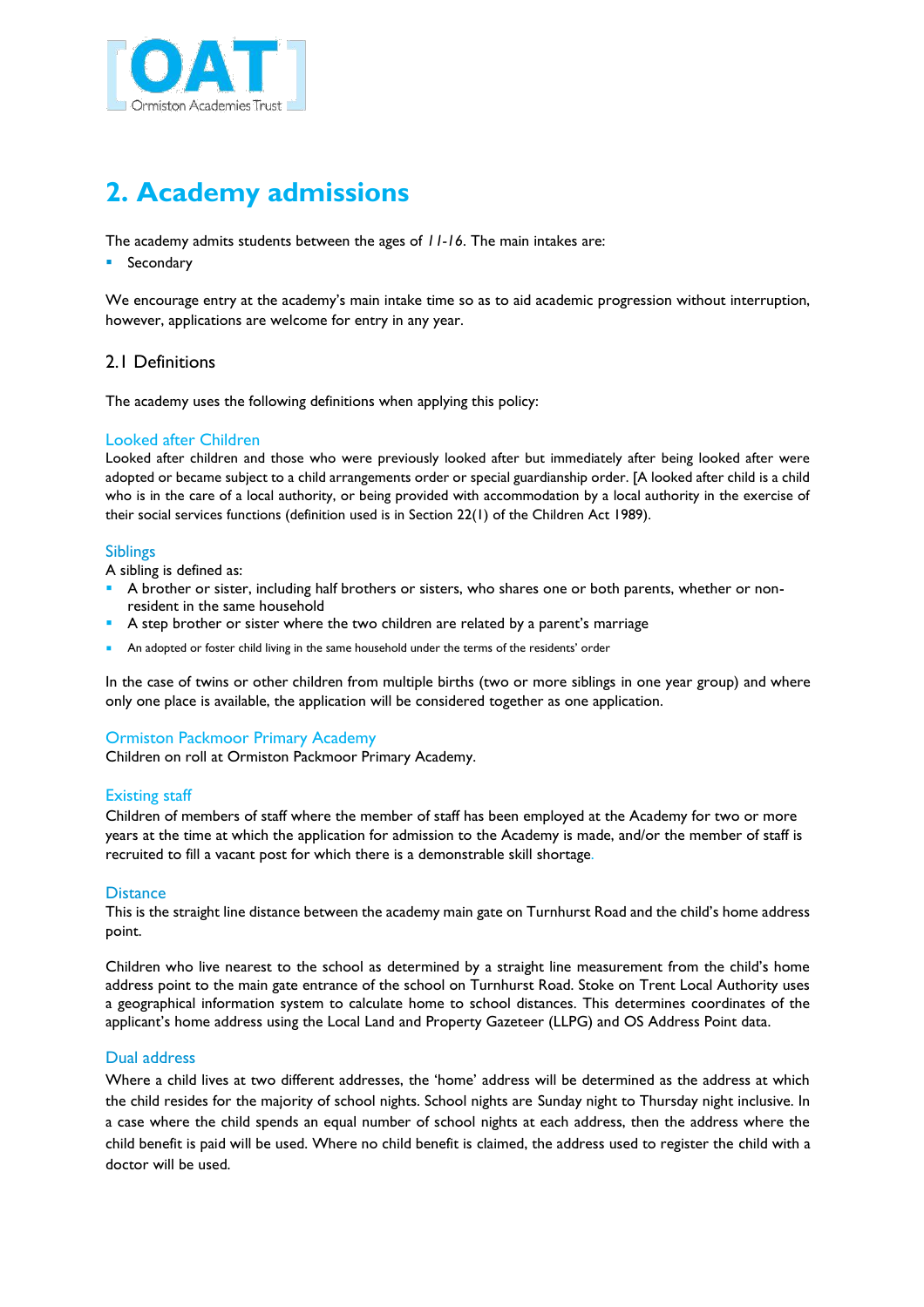# 2. Academy admissions

The academy admits students between the ages of *11-16*. The main intakes are:

- Secondary

We encourage entry at the academy's main intake time so as to aid academic progression without interruption, however, applications are welcome for entry in any year.

## 2.1 Definitions

The academy uses the following definitions when applying this policy:

### Looked after Children

Looked after children and those who were previously looked after but immediately after being looked after were adopted or became subject to a child arrangements order or special guardianship order. [A looked after child is a child who is in the care of a local authority, or being provided with accommodation by a local authority in the exercise of their social services functions (definition used is in Section 22(1) of the Children Act 1989).

### Siblings

A sibling is defined as:

- A brother or sister, including half brothers or sisters, who shares one or both parents, whether or non-resident in the same household
- A step brother or sister where the two children are related by a parent's marriage
- An adopted or foster child living in the same household under the terms of the residents' order

In the case of twins or other children from multiple births (two or more siblings in one year group) and where only one place is available, the application will be considered together as one application.

### Ormiston Packmoor Primary Academy

Children on roll at Ormiston Packmoor Primary Academy.

### Existing staff

Children of members of staff where the member of staff has been employed at the Academy for two or more years at the time at which the application for admission to the Academy is made, and/or the member of staff is recruited to fill a vacant post for which there is a demonstrable skill shortage.

### Distance

This is the straight line distance between the academy main gate on Turnhurst Road and the child's home address point.

Children who live nearest to the school as determined by a straight line measurement from the child's home address point to the main gate entrance of the school on Turnhurst Road. Stoke on Trent Local Authority uses a geographical information system to calculate home to school distances. This determines coordinates of the applicant's home address using the Local Land and Property Gazeteer (LLPG) and OS Address Point data.

### Dual address

Where a child lives at two different addresses, the 'home' address will be determined as the address at which the child resides for the majority of school nights. School nights are Sunday night to Thursday night inclusive. In a case where the child spends an equal number of school nights at each address, then the address where the child benefit is paid will be used. Where no child benefit is claimed, the address used to register the child with a doctor will be used.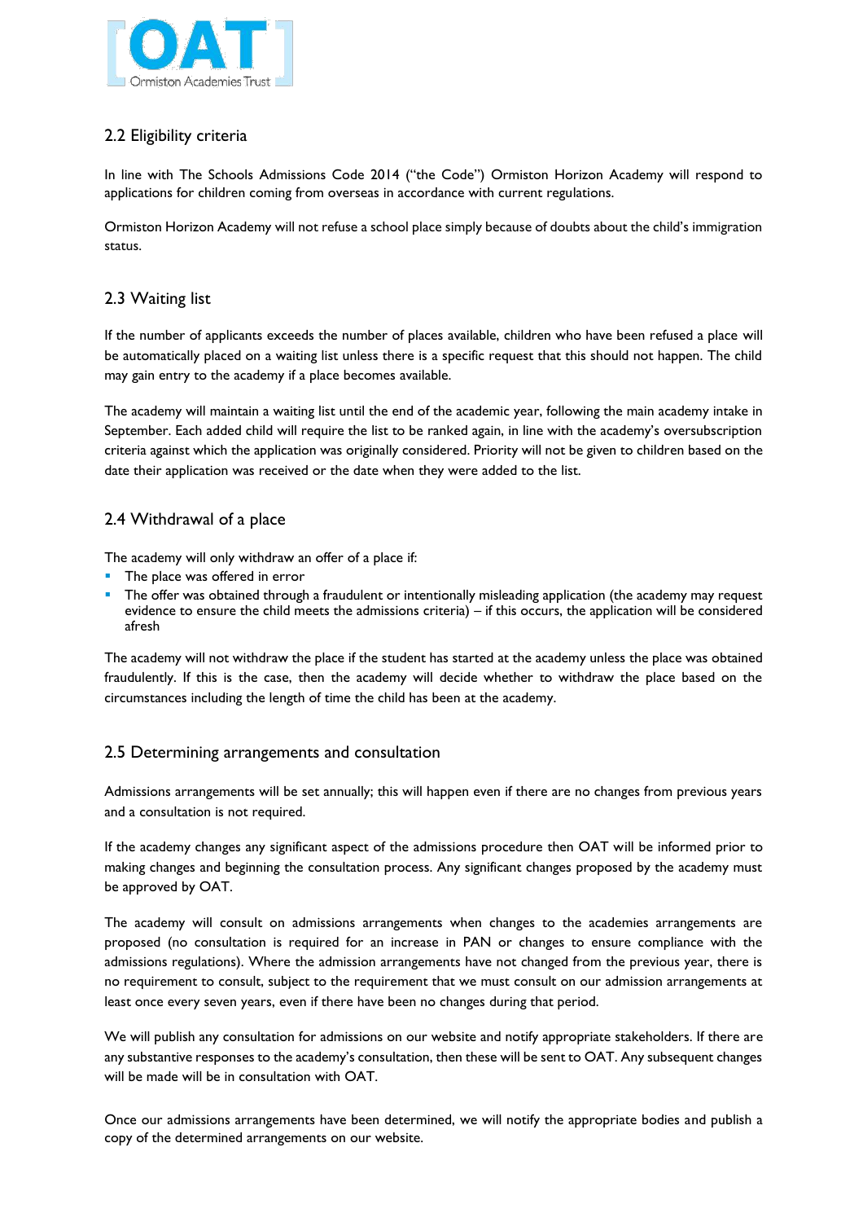## 2.2 Eligibility criteria

In line with The Schools Admissions Code 2014 ("the Code") Ormiston Horizon Academy will respond to applications for children coming from overseas in accordance with current regulations.

Ormiston Horizon Academy will not refuse a school place simply because of doubts about the child's immigration status.

## 2.3 Waiting list

If the number of applicants exceeds the number of places available, children who have been refused a place will be automatically placed on a waiting list unless there is a specific request that this should not happen. The child may gain entry to the academy if a place becomes available.

The academy will maintain a waiting list until the end of the academic year, following the main academy intake in September. Each added child will require the list to be ranked again, in line with the academy's oversubscription criteria against which the application was originally considered. Priority will not be given to children based on the date their application was received or the date when they were added to the list.

## 2.4 Withdrawal of a place

The academy will only withdraw an offer of a place if:

- The place was offered in error
- The offer was obtained through a fraudulent or intentionally misleading application (the academy may request evidence to ensure the child meets the admissions criteria) – if this occurs, the application will be considered afresh

The academy will not withdraw the place if the student has started at the academy unless the place was obtained fraudulently. If this is the case, then the academy will decide whether to withdraw the place based on the circumstances including the length of time the child has been at the academy.

## 2.5 Determining arrangements and consultation

Admissions arrangements will be set annually; this will happen even if there are no changes from previous years and a consultation is not required.

If the academy changes any significant aspect of the admissions procedure then OAT will be informed prior to making changes and beginning the consultation process. Any significant changes proposed by the academy must be approved by OAT.

The academy will consult on admissions arrangements when changes to the academies arrangements are proposed (no consultation is required for an increase in PAN or changes to ensure compliance with the admissions regulations). Where the admission arrangements have not changed from the previous year, there is no requirement to consult, subject to the requirement that we must consult on our admission arrangements at least once every seven years, even if there have been no changes during that period.

We will publish any consultation for admissions on our website and notify appropriate stakeholders. If there are any substantive responses to the academy's consultation, then these will be sent to OAT. Any subsequent changes will be made will be in consultation with OAT.

Once our admissions arrangements have been determined, we will notify the appropriate bodies and publish a copy of the determined arrangements on our website.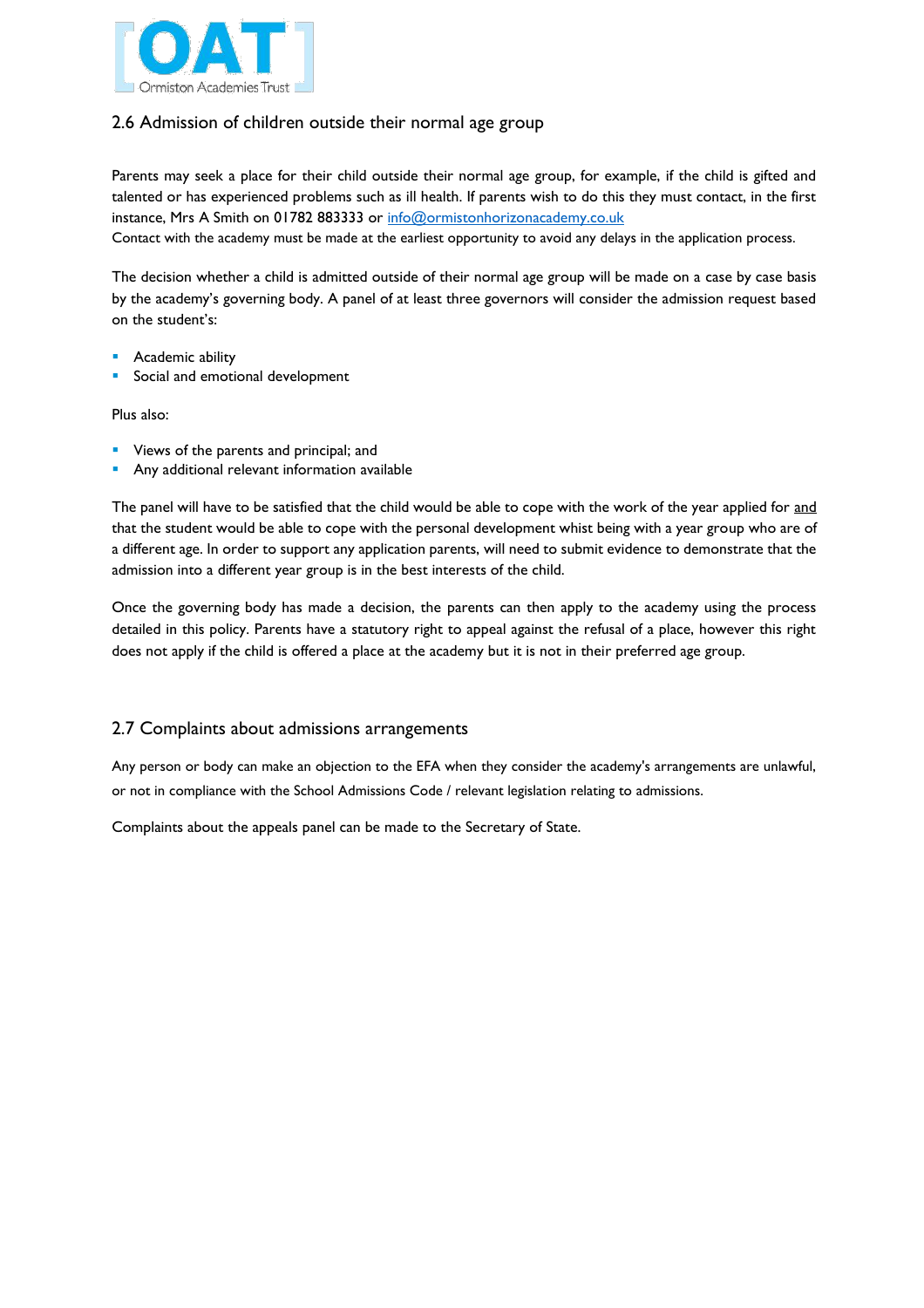## 2.6 Admission of children outside their normal age group

Parents may seek a place for their child outside their normal age group, for example, if the child is gifted and talented or has experienced problems such as ill health. If parents wish to do this they must contact, in the first instance, Mrs A Smith on 01782 883333 or info@ormistonhorizonacademy.co.uk
Contact with the academy must be made at the earliest opportunity to avoid any delays in the application process.

The decision whether a child is admitted outside of their normal age group will be made on a case by case basis by the academy's governing body. A panel of at least three governors will consider the admission request based on the student's:

- Academic ability
- Social and emotional development

Plus also:

- Views of the parents and principal; and
- Any additional relevant information available

The panel will have to be satisfied that the child would be able to cope with the work of the year applied for and that the student would be able to cope with the personal development whist being with a year group who are of a different age. In order to support any application parents, will need to submit evidence to demonstrate that the admission into a different year group is in the best interests of the child.

Once the governing body has made a decision, the parents can then apply to the academy using the process detailed in this policy. Parents have a statutory right to appeal against the refusal of a place, however this right does not apply if the child is offered a place at the academy but it is not in their preferred age group.

## 2.7 Complaints about admissions arrangements

Any person or body can make an objection to the EFA when they consider the academy's arrangements are unlawful, or not in compliance with the School Admissions Code / relevant legislation relating to admissions.

Complaints about the appeals panel can be made to the Secretary of State.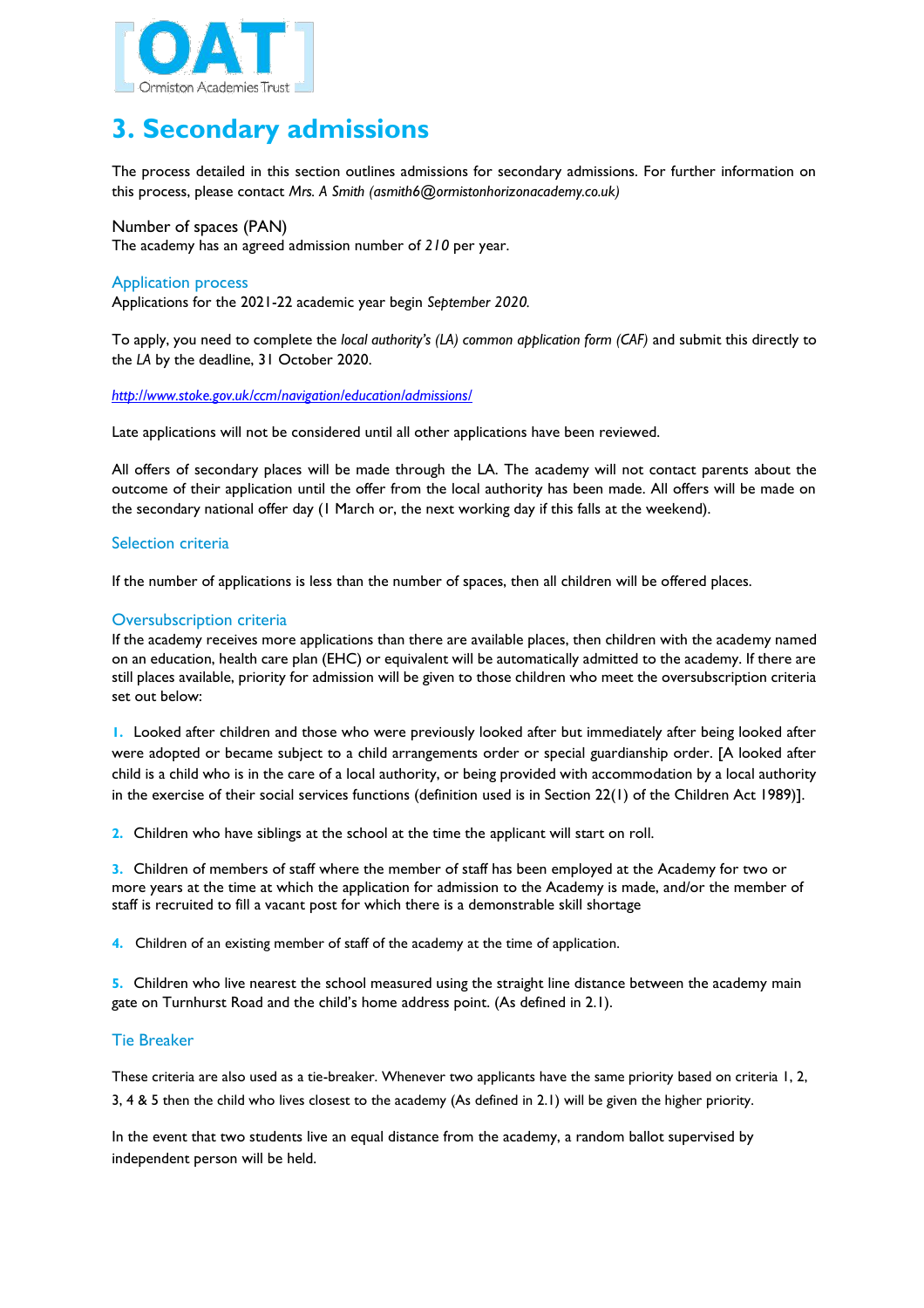# 3. Secondary admissions

The process detailed in this section outlines admissions for secondary admissions. For further information on this process, please contact *Mrs. A Smith (asmith6@ormistonhorizonacademy.co.uk)*

Number of spaces (PAN)
The academy has an agreed admission number of *210* per year.

### Application process

Applications for the 2021-22 academic year begin *September 2020.*

To apply, you need to complete the *local authority's (LA) common application form (CAF)* and submit this directly to the *LA* by the deadline, 31 October 2020.

*http://www.stoke.gov.uk/ccm/navigation/education/admissions/*

Late applications will not be considered until all other applications have been reviewed.

All offers of secondary places will be made through the LA. The academy will not contact parents about the outcome of their application until the offer from the local authority has been made. All offers will be made on the secondary national offer day (1 March or, the next working day if this falls at the weekend).

### Selection criteria

If the number of applications is less than the number of spaces, then all children will be offered places.

### Oversubscription criteria

If the academy receives more applications than there are available places, then children with the academy named on an education, health care plan (EHC) or equivalent will be automatically admitted to the academy. If there are still places available, priority for admission will be given to those children who meet the oversubscription criteria set out below:

1. Looked after children and those who were previously looked after but immediately after being looked after were adopted or became subject to a child arrangements order or special guardianship order. [A looked after child is a child who is in the care of a local authority, or being provided with accommodation by a local authority in the exercise of their social services functions (definition used is in Section 22(1) of the Children Act 1989)].

2. Children who have siblings at the school at the time the applicant will start on roll.

3. Children of members of staff where the member of staff has been employed at the Academy for two or more years at the time at which the application for admission to the Academy is made, and/or the member of staff is recruited to fill a vacant post for which there is a demonstrable skill shortage

4. Children of an existing member of staff of the academy at the time of application.

5. Children who live nearest the school measured using the straight line distance between the academy main gate on Turnhurst Road and the child's home address point. (As defined in 2.1).

### Tie Breaker

These criteria are also used as a tie-breaker. Whenever two applicants have the same priority based on criteria 1, 2, 3, 4 & 5 then the child who lives closest to the academy (As defined in 2.1) will be given the higher priority.

In the event that two students live an equal distance from the academy, a random ballot supervised by independent person will be held.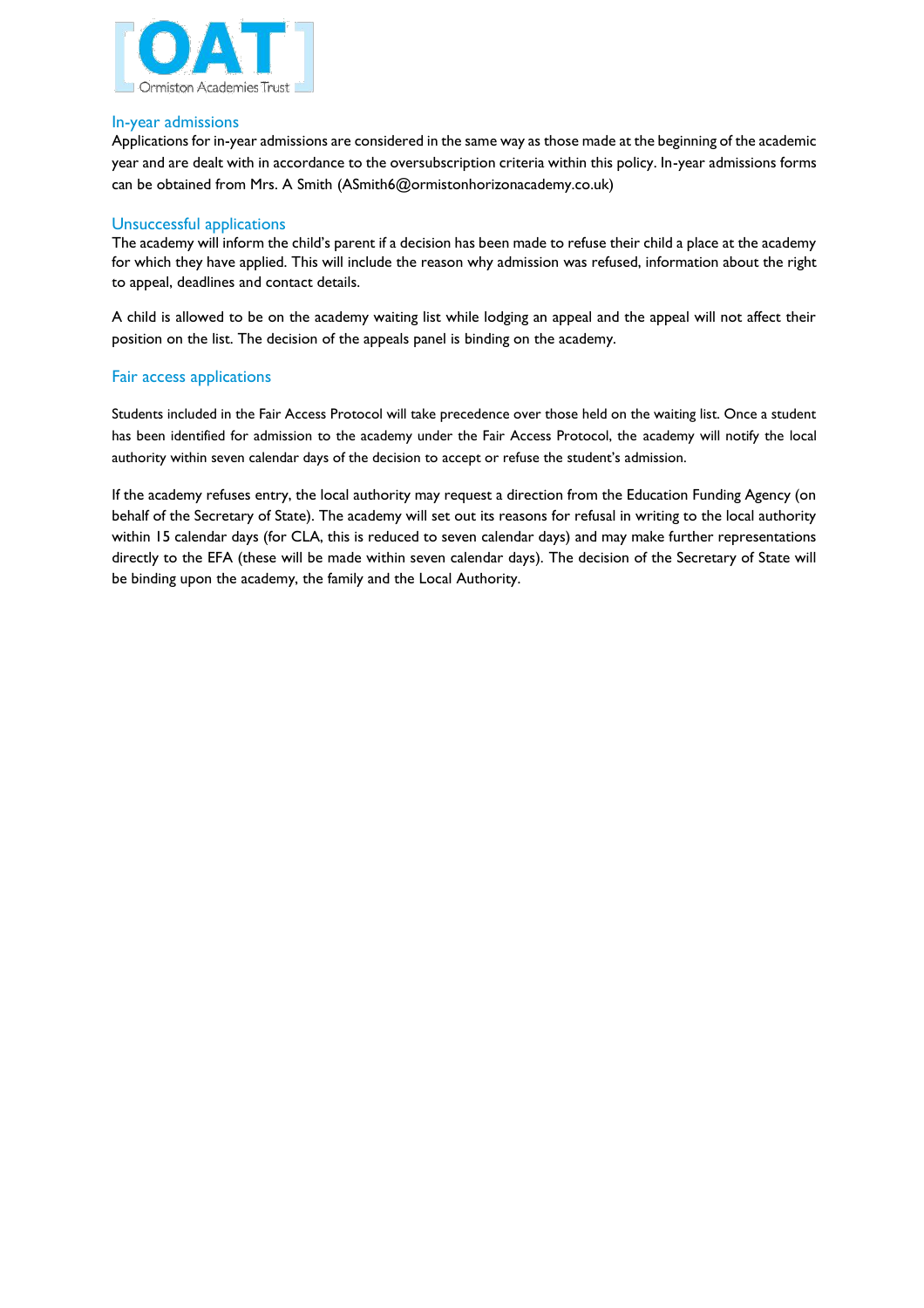## In-year admissions

Applications for in-year admissions are considered in the same way as those made at the beginning of the academic year and are dealt with in accordance to the oversubscription criteria within this policy. In-year admissions forms can be obtained from Mrs. A Smith (ASmith6@ormistonhorizonacademy.co.uk)

## Unsuccessful applications

The academy will inform the child's parent if a decision has been made to refuse their child a place at the academy for which they have applied. This will include the reason why admission was refused, information about the right to appeal, deadlines and contact details.

A child is allowed to be on the academy waiting list while lodging an appeal and the appeal will not affect their position on the list. The decision of the appeals panel is binding on the academy.

## Fair access applications

Students included in the Fair Access Protocol will take precedence over those held on the waiting list. Once a student has been identified for admission to the academy under the Fair Access Protocol, the academy will notify the local authority within seven calendar days of the decision to accept or refuse the student's admission.

If the academy refuses entry, the local authority may request a direction from the Education Funding Agency (on behalf of the Secretary of State). The academy will set out its reasons for refusal in writing to the local authority within 15 calendar days (for CLA, this is reduced to seven calendar days) and may make further representations directly to the EFA (these will be made within seven calendar days). The decision of the Secretary of State will be binding upon the academy, the family and the Local Authority.